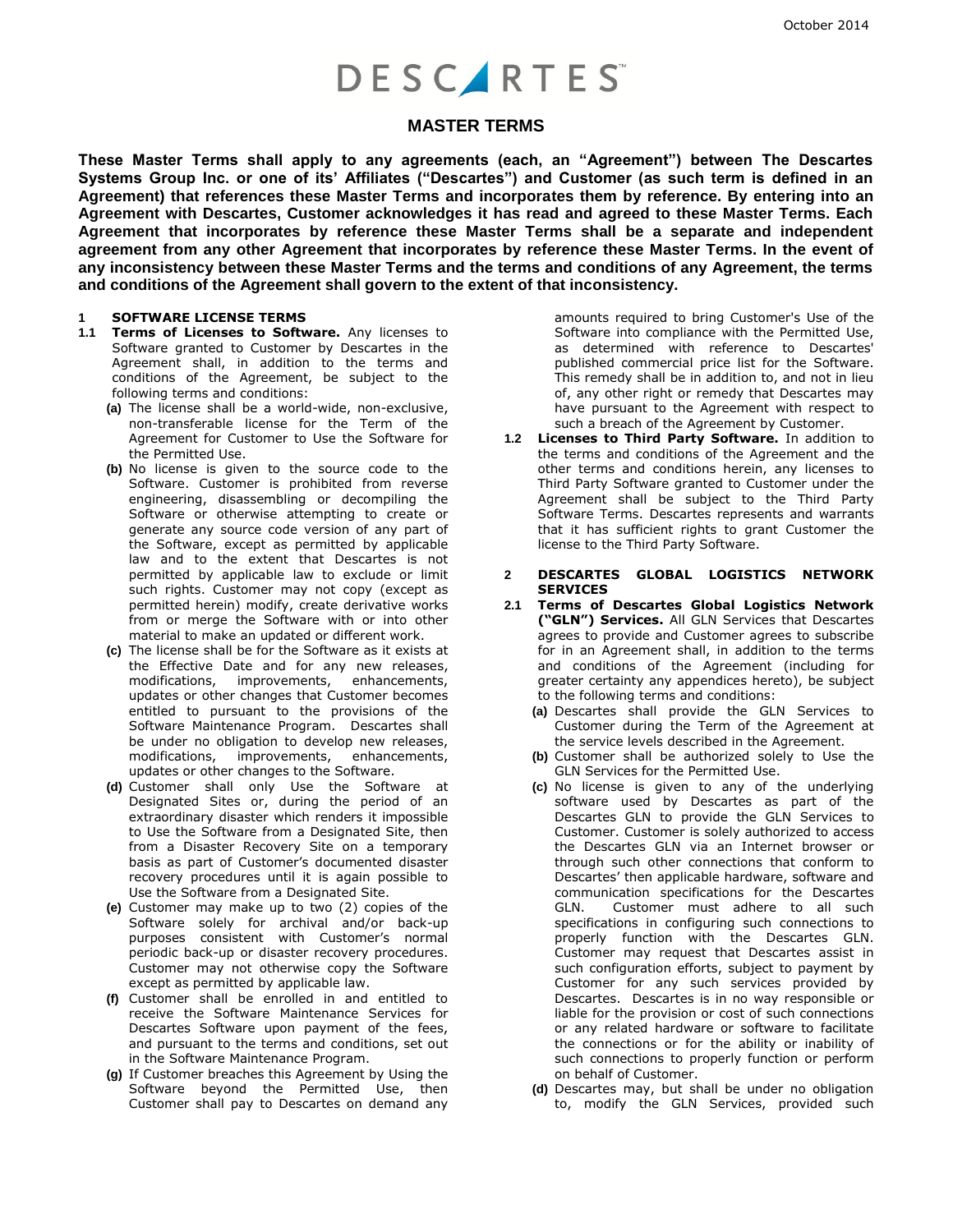October 2014

DESCARTES

# MASTER TERMS

**These Master Terms shall apply to any agreements (each, an "Agreement") between The Descartes Systems Group Inc. or one of its' Affiliates ("Descartes") and Customer (as such term is defined in an Agreement) that references these Master Terms and incorporates them by reference. By entering into an Agreement with Descartes, Customer acknowledges it has read and agreed to these Master Terms. Each Agreement that incorporates by reference these Master Terms shall be a separate and independent agreement from any other Agreement that incorporates by reference these Master Terms. In the event of any inconsistency between these Master Terms and the terms and conditions of any Agreement, the terms and conditions of the Agreement shall govern to the extent of that inconsistency.**

## 1 SOFTWARE LICENSE TERMS

**1.1 Terms of Licenses to Software.** Any licenses to Software granted to Customer by Descartes in the Agreement shall, in addition to the terms and conditions of the Agreement, be subject to the following terms and conditions:

**(a)** The license shall be a world-wide, non-exclusive, non-transferable license for the Term of the Agreement for Customer to Use the Software for the Permitted Use.

**(b)** No license is given to the source code to the Software. Customer is prohibited from reverse engineering, disassembling or decompiling the Software or otherwise attempting to create or generate any source code version of any part of the Software, except as permitted by applicable law and to the extent that Descartes is not permitted by applicable law to exclude or limit such rights. Customer may not copy (except as permitted herein) modify, create derivative works from or merge the Software with or into other material to make an updated or different work.

**(c)** The license shall be for the Software as it exists at the Effective Date and for any new releases, modifications, improvements, enhancements, updates or other changes that Customer becomes entitled to pursuant to the provisions of the Software Maintenance Program. Descartes shall be under no obligation to develop new releases, modifications, improvements, enhancements, updates or other changes to the Software.

**(d)** Customer shall only Use the Software at Designated Sites or, during the period of an extraordinary disaster which renders it impossible to Use the Software from a Designated Site, then from a Disaster Recovery Site on a temporary basis as part of Customer's documented disaster recovery procedures until it is again possible to Use the Software from a Designated Site.

**(e)** Customer may make up to two (2) copies of the Software solely for archival and/or back-up purposes consistent with Customer's normal periodic back-up or disaster recovery procedures. Customer may not otherwise copy the Software except as permitted by applicable law.

**(f)** Customer shall be enrolled in and entitled to receive the Software Maintenance Services for Descartes Software upon payment of the fees, and pursuant to the terms and conditions, set out in the Software Maintenance Program.

**(g)** If Customer breaches this Agreement by Using the Software beyond the Permitted Use, then Customer shall pay to Descartes on demand any amounts required to bring Customer's Use of the Software into compliance with the Permitted Use, as determined with reference to Descartes' published commercial price list for the Software. This remedy shall be in addition to, and not in lieu of, any other right or remedy that Descartes may have pursuant to the Agreement with respect to such a breach of the Agreement by Customer.

**1.2 Licenses to Third Party Software.** In addition to the terms and conditions of the Agreement and the other terms and conditions herein, any licenses to Third Party Software granted to Customer under the Agreement shall be subject to the Third Party Software Terms. Descartes represents and warrants that it has sufficient rights to grant Customer the license to the Third Party Software.

## 2 DESCARTES GLOBAL LOGISTICS NETWORK SERVICES

**2.1 Terms of Descartes Global Logistics Network ("GLN") Services.** All GLN Services that Descartes agrees to provide and Customer agrees to subscribe for in an Agreement shall, in addition to the terms and conditions of the Agreement (including for greater certainty any appendices hereto), be subject to the following terms and conditions:

**(a)** Descartes shall provide the GLN Services to Customer during the Term of the Agreement at the service levels described in the Agreement.

**(b)** Customer shall be authorized solely to Use the GLN Services for the Permitted Use.

**(c)** No license is given to any of the underlying software used by Descartes as part of the Descartes GLN to provide the GLN Services to Customer. Customer is solely authorized to access the Descartes GLN via an Internet browser or through such other connections that conform to Descartes' then applicable hardware, software and communication specifications for the Descartes GLN. Customer must adhere to all such specifications in configuring such connections to properly function with the Descartes GLN. Customer may request that Descartes assist in such configuration efforts, subject to payment by Customer for any such services provided by Descartes. Descartes is in no way responsible or liable for the provision or cost of such connections or any related hardware or software to facilitate the connections or for the ability or inability of such connections to properly function or perform on behalf of Customer.

**(d)** Descartes may, but shall be under no obligation to, modify the GLN Services, provided such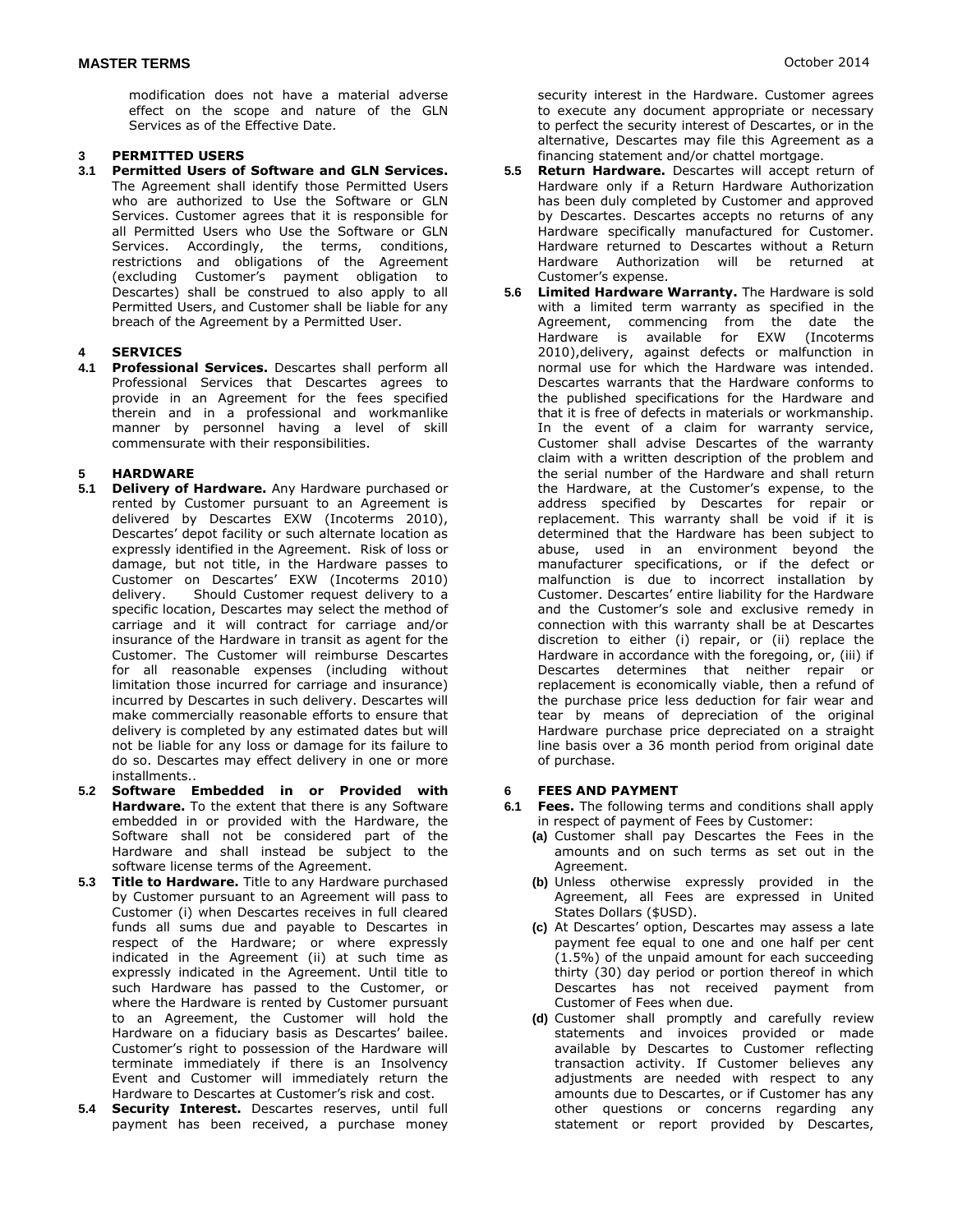modification does not have a material adverse effect on the scope and nature of the GLN Services as of the Effective Date.

## 3 PERMITTED USERS

**3.1 Permitted Users of Software and GLN Services.** The Agreement shall identify those Permitted Users who are authorized to Use the Software or GLN Services. Customer agrees that it is responsible for all Permitted Users who Use the Software or GLN Services. Accordingly, the terms, conditions, restrictions and obligations of the Agreement (excluding Customer's payment obligation to Descartes) shall be construed to also apply to all Permitted Users, and Customer shall be liable for any breach of the Agreement by a Permitted User.

## 4 SERVICES

**4.1 Professional Services.** Descartes shall perform all Professional Services that Descartes agrees to provide in an Agreement for the fees specified therein and in a professional and workmanlike manner by personnel having a level of skill commensurate with their responsibilities.

## 5 HARDWARE

**5.1 Delivery of Hardware.** Any Hardware purchased or rented by Customer pursuant to an Agreement is delivered by Descartes EXW (Incoterms 2010), Descartes' depot facility or such alternate location as expressly identified in the Agreement. Risk of loss or damage, but not title, in the Hardware passes to Customer on Descartes' EXW (Incoterms 2010) delivery. Should Customer request delivery to a specific location, Descartes may select the method of carriage and it will contract for carriage and/or insurance of the Hardware in transit as agent for the Customer. The Customer will reimburse Descartes for all reasonable expenses (including without limitation those incurred for carriage and insurance) incurred by Descartes in such delivery. Descartes will make commercially reasonable efforts to ensure that delivery is completed by any estimated dates but will not be liable for any loss or damage for its failure to do so. Descartes may effect delivery in one or more installments..

**5.2 Software Embedded in or Provided with Hardware.** To the extent that there is any Software embedded in or provided with the Hardware, the Software shall not be considered part of the Hardware and shall instead be subject to the software license terms of the Agreement.

**5.3 Title to Hardware.** Title to any Hardware purchased by Customer pursuant to an Agreement will pass to Customer (i) when Descartes receives in full cleared funds all sums due and payable to Descartes in respect of the Hardware; or where expressly indicated in the Agreement (ii) at such time as expressly indicated in the Agreement. Until title to such Hardware has passed to the Customer, or where the Hardware is rented by Customer pursuant to an Agreement, the Customer will hold the Hardware on a fiduciary basis as Descartes' bailee. Customer's right to possession of the Hardware will terminate immediately if there is an Insolvency Event and Customer will immediately return the Hardware to Descartes at Customer's risk and cost.

**5.4 Security Interest.** Descartes reserves, until full payment has been received, a purchase money security interest in the Hardware. Customer agrees to execute any document appropriate or necessary to perfect the security interest of Descartes, or in the alternative, Descartes may file this Agreement as a financing statement and/or chattel mortgage.

**5.5 Return Hardware.** Descartes will accept return of Hardware only if a Return Hardware Authorization has been duly completed by Customer and approved by Descartes. Descartes accepts no returns of any Hardware specifically manufactured for Customer. Hardware returned to Descartes without a Return Hardware Authorization will be returned at Customer's expense.

**5.6 Limited Hardware Warranty.** The Hardware is sold with a limited term warranty as specified in the Agreement, commencing from the date the Hardware is available for EXW (Incoterms 2010),delivery, against defects or malfunction in normal use for which the Hardware was intended. Descartes warrants that the Hardware conforms to the published specifications for the Hardware and that it is free of defects in materials or workmanship. In the event of a claim for warranty service, Customer shall advise Descartes of the warranty claim with a written description of the problem and the serial number of the Hardware and shall return the Hardware, at the Customer's expense, to the address specified by Descartes for repair or replacement. This warranty shall be void if it is determined that the Hardware has been subject to abuse, used in an environment beyond the manufacturer specifications, or if the defect or malfunction is due to incorrect installation by Customer. Descartes' entire liability for the Hardware and the Customer's sole and exclusive remedy in connection with this warranty shall be at Descartes discretion to either (i) repair, or (ii) replace the Hardware in accordance with the foregoing, or, (iii) if Descartes determines that neither repair or replacement is economically viable, then a refund of the purchase price less deduction for fair wear and tear by means of depreciation of the original Hardware purchase price depreciated on a straight line basis over a 36 month period from original date of purchase.

## 6 FEES AND PAYMENT

**6.1 Fees.** The following terms and conditions shall apply in respect of payment of Fees by Customer:

**(a)** Customer shall pay Descartes the Fees in the amounts and on such terms as set out in the Agreement.

**(b)** Unless otherwise expressly provided in the Agreement, all Fees are expressed in United States Dollars ($USD).

**(c)** At Descartes' option, Descartes may assess a late payment fee equal to one and one half per cent (1.5%) of the unpaid amount for each succeeding thirty (30) day period or portion thereof in which Descartes has not received payment from Customer of Fees when due.

**(d)** Customer shall promptly and carefully review statements and invoices provided or made available by Descartes to Customer reflecting transaction activity. If Customer believes any adjustments are needed with respect to any amounts due to Descartes, or if Customer has any other questions or concerns regarding any statement or report provided by Descartes,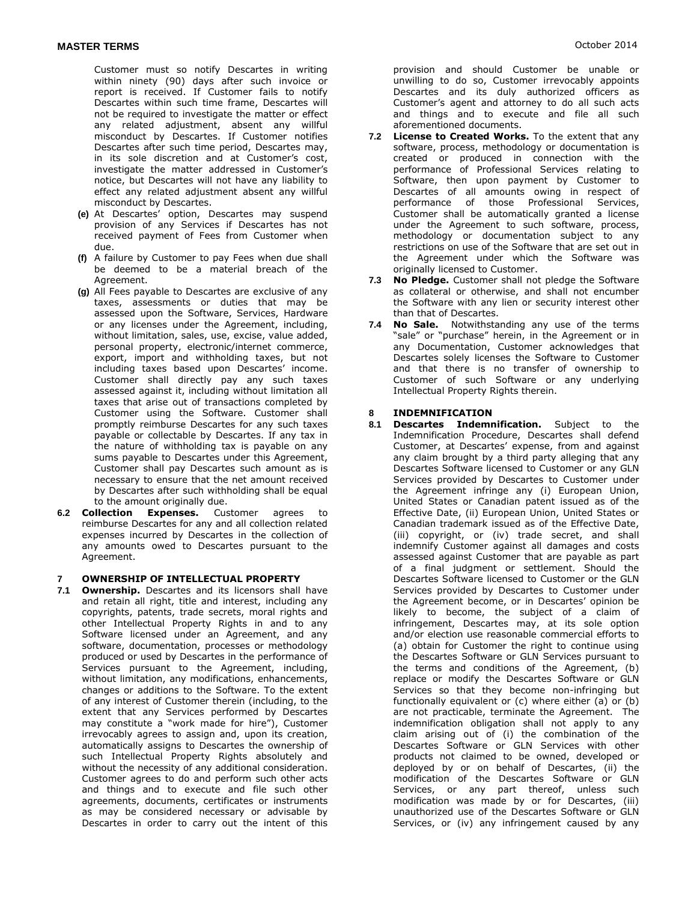Customer must so notify Descartes in writing within ninety (90) days after such invoice or report is received. If Customer fails to notify Descartes within such time frame, Descartes will not be required to investigate the matter or effect any related adjustment, absent any willful misconduct by Descartes. If Customer notifies Descartes after such time period, Descartes may, in its sole discretion and at Customer's cost, investigate the matter addressed in Customer's notice, but Descartes will not have any liability to effect any related adjustment absent any willful misconduct by Descartes.

**(e)** At Descartes' option, Descartes may suspend provision of any Services if Descartes has not received payment of Fees from Customer when due.

**(f)** A failure by Customer to pay Fees when due shall be deemed to be a material breach of the Agreement.

**(g)** All Fees payable to Descartes are exclusive of any taxes, assessments or duties that may be assessed upon the Software, Services, Hardware or any licenses under the Agreement, including, without limitation, sales, use, excise, value added, personal property, electronic/internet commerce, export, import and withholding taxes, but not including taxes based upon Descartes' income. Customer shall directly pay any such taxes assessed against it, including without limitation all taxes that arise out of transactions completed by Customer using the Software. Customer shall promptly reimburse Descartes for any such taxes payable or collectable by Descartes. If any tax in the nature of withholding tax is payable on any sums payable to Descartes under this Agreement, Customer shall pay Descartes such amount as is necessary to ensure that the net amount received by Descartes after such withholding shall be equal to the amount originally due.

**6.2 Collection Expenses.** Customer agrees to reimburse Descartes for any and all collection related expenses incurred by Descartes in the collection of any amounts owed to Descartes pursuant to the Agreement.

## 7 OWNERSHIP OF INTELLECTUAL PROPERTY

**7.1 Ownership.** Descartes and its licensors shall have and retain all right, title and interest, including any copyrights, patents, trade secrets, moral rights and other Intellectual Property Rights in and to any Software licensed under an Agreement, and any software, documentation, processes or methodology produced or used by Descartes in the performance of Services pursuant to the Agreement, including, without limitation, any modifications, enhancements, changes or additions to the Software. To the extent of any interest of Customer therein (including, to the extent that any Services performed by Descartes may constitute a "work made for hire"), Customer irrevocably agrees to assign and, upon its creation, automatically assigns to Descartes the ownership of such Intellectual Property Rights absolutely and without the necessity of any additional consideration. Customer agrees to do and perform such other acts and things and to execute and file such other agreements, documents, certificates or instruments as may be considered necessary or advisable by Descartes in order to carry out the intent of this provision and should Customer be unable or unwilling to do so, Customer irrevocably appoints Descartes and its duly authorized officers as Customer's agent and attorney to do all such acts and things and to execute and file all such aforementioned documents.

**7.2 License to Created Works.** To the extent that any software, process, methodology or documentation is created or produced in connection with the performance of Professional Services relating to Software, then upon payment by Customer to Descartes of all amounts owing in respect of performance of those Professional Services, Customer shall be automatically granted a license under the Agreement to such software, process, methodology or documentation subject to any restrictions on use of the Software that are set out in the Agreement under which the Software was originally licensed to Customer.

**7.3 No Pledge.** Customer shall not pledge the Software as collateral or otherwise, and shall not encumber the Software with any lien or security interest other than that of Descartes.

**7.4 No Sale.** Notwithstanding any use of the terms "sale" or "purchase" herein, in the Agreement or in any Documentation, Customer acknowledges that Descartes solely licenses the Software to Customer and that there is no transfer of ownership to Customer of such Software or any underlying Intellectual Property Rights therein.

## 8 INDEMNIFICATION

**8.1 Descartes Indemnification.** Subject to the Indemnification Procedure, Descartes shall defend Customer, at Descartes' expense, from and against any claim brought by a third party alleging that any Descartes Software licensed to Customer or any GLN Services provided by Descartes to Customer under the Agreement infringe any (i) European Union, United States or Canadian patent issued as of the Effective Date, (ii) European Union, United States or Canadian trademark issued as of the Effective Date, (iii) copyright, or (iv) trade secret, and shall indemnify Customer against all damages and costs assessed against Customer that are payable as part of a final judgment or settlement. Should the Descartes Software licensed to Customer or the GLN Services provided by Descartes to Customer under the Agreement become, or in Descartes' opinion be likely to become, the subject of a claim of infringement, Descartes may, at its sole option and/or election use reasonable commercial efforts to (a) obtain for Customer the right to continue using the Descartes Software or GLN Services pursuant to the terms and conditions of the Agreement, (b) replace or modify the Descartes Software or GLN Services so that they become non-infringing but functionally equivalent or (c) where either (a) or (b) are not practicable, terminate the Agreement. The indemnification obligation shall not apply to any claim arising out of (i) the combination of the Descartes Software or GLN Services with other products not claimed to be owned, developed or deployed by or on behalf of Descartes, (ii) the modification of the Descartes Software or GLN Services, or any part thereof, unless such modification was made by or for Descartes, (iii) unauthorized use of the Descartes Software or GLN Services, or (iv) any infringement caused by any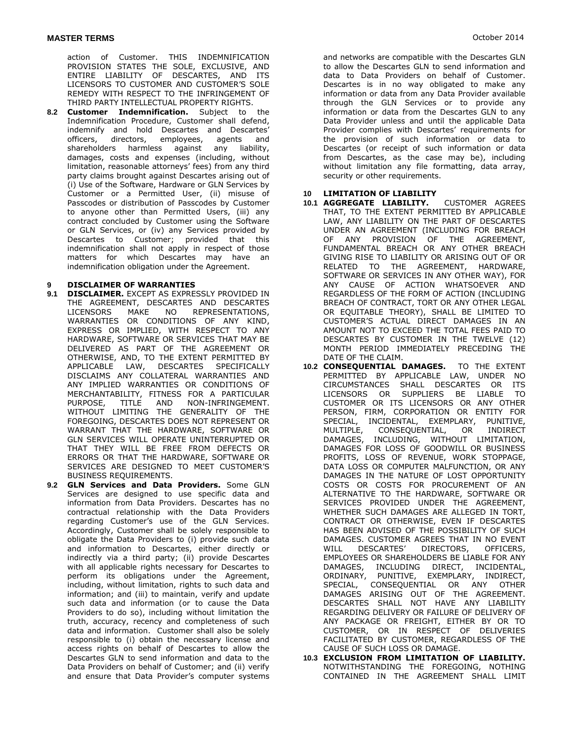action of Customer. THIS INDEMNIFICATION PROVISION STATES THE SOLE, EXCLUSIVE, AND ENTIRE LIABILITY OF DESCARTES, AND ITS LICENSORS TO CUSTOMER AND CUSTOMER'S SOLE REMEDY WITH RESPECT TO THE INFRINGEMENT OF THIRD PARTY INTELLECTUAL PROPERTY RIGHTS.

**8.2 Customer Indemnification.** Subject to the Indemnification Procedure, Customer shall defend, indemnify and hold Descartes and Descartes' officers, directors, employees, agents and shareholders harmless against any liability, damages, costs and expenses (including, without limitation, reasonable attorneys' fees) from any third party claims brought against Descartes arising out of (i) Use of the Software, Hardware or GLN Services by Customer or a Permitted User, (ii) misuse of Passcodes or distribution of Passcodes by Customer to anyone other than Permitted Users, (iii) any contract concluded by Customer using the Software or GLN Services, or (iv) any Services provided by Descartes to Customer; provided that this indemnification shall not apply in respect of those matters for which Descartes may have an indemnification obligation under the Agreement.

## 9 DISCLAIMER OF WARRANTIES

**9.1 DISCLAIMER.** EXCEPT AS EXPRESSLY PROVIDED IN THE AGREEMENT, DESCARTES AND DESCARTES LICENSORS MAKE NO REPRESENTATIONS, WARRANTIES OR CONDITIONS OF ANY KIND, EXPRESS OR IMPLIED, WITH RESPECT TO ANY HARDWARE, SOFTWARE OR SERVICES THAT MAY BE DELIVERED AS PART OF THE AGREEMENT OR OTHERWISE, AND, TO THE EXTENT PERMITTED BY APPLICABLE LAW, DESCARTES SPECIFICALLY DISCLAIMS ANY COLLATERAL WARRANTIES AND ANY IMPLIED WARRANTIES OR CONDITIONS OF MERCHANTABILITY, FITNESS FOR A PARTICULAR PURPOSE, TITLE AND NON-INFRINGEMENT. WITHOUT LIMITING THE GENERALITY OF THE FOREGOING, DESCARTES DOES NOT REPRESENT OR WARRANT THAT THE HARDWARE, SOFTWARE OR GLN SERVICES WILL OPERATE UNINTERRUPTED OR THAT THEY WILL BE FREE FROM DEFECTS OR ERRORS OR THAT THE HARDWARE, SOFTWARE OR SERVICES ARE DESIGNED TO MEET CUSTOMER'S BUSINESS REQUIREMENTS.

**9.2 GLN Services and Data Providers.** Some GLN Services are designed to use specific data and information from Data Providers. Descartes has no contractual relationship with the Data Providers regarding Customer's use of the GLN Services. Accordingly, Customer shall be solely responsible to obligate the Data Providers to (i) provide such data and information to Descartes, either directly or indirectly via a third party; (ii) provide Descartes with all applicable rights necessary for Descartes to perform its obligations under the Agreement, including, without limitation, rights to such data and information; and (iii) to maintain, verify and update such data and information (or to cause the Data Providers to do so), including without limitation the truth, accuracy, recency and completeness of such data and information. Customer shall also be solely responsible to (i) obtain the necessary license and access rights on behalf of Descartes to allow the Descartes GLN to send information and data to the Data Providers on behalf of Customer; and (ii) verify and ensure that Data Provider's computer systems and networks are compatible with the Descartes GLN to allow the Descartes GLN to send information and data to Data Providers on behalf of Customer. Descartes is in no way obligated to make any information or data from any Data Provider available through the GLN Services or to provide any information or data from the Descartes GLN to any Data Provider unless and until the applicable Data Provider complies with Descartes' requirements for the provision of such information or data to Descartes (or receipt of such information or data from Descartes, as the case may be), including without limitation any file formatting, data array, security or other requirements.

## 10 LIMITATION OF LIABILITY

**10.1 AGGREGATE LIABILITY.** CUSTOMER AGREES THAT, TO THE EXTENT PERMITTED BY APPLICABLE LAW, ANY LIABILITY ON THE PART OF DESCARTES UNDER AN AGREEMENT (INCLUDING FOR BREACH OF ANY PROVISION OF THE AGREEMENT, FUNDAMENTAL BREACH OR ANY OTHER BREACH GIVING RISE TO LIABILITY OR ARISING OUT OF OR RELATED TO THE AGREEMENT, HARDWARE, SOFTWARE OR SERVICES IN ANY OTHER WAY), FOR ANY CAUSE OF ACTION WHATSOEVER AND REGARDLESS OF THE FORM OF ACTION (INCLUDING BREACH OF CONTRACT, TORT OR ANY OTHER LEGAL OR EQUITABLE THEORY), SHALL BE LIMITED TO CUSTOMER'S ACTUAL DIRECT DAMAGES IN AN AMOUNT NOT TO EXCEED THE TOTAL FEES PAID TO DESCARTES BY CUSTOMER IN THE TWELVE (12) MONTH PERIOD IMMEDIATELY PRECEDING THE DATE OF THE CLAIM.

**10.2 CONSEQUENTIAL DAMAGES.** TO THE EXTENT PERMITTED BY APPLICABLE LAW, UNDER NO CIRCUMSTANCES SHALL DESCARTES OR ITS LICENSORS OR SUPPLIERS BE LIABLE TO CUSTOMER OR ITS LICENSORS OR ANY OTHER PERSON, FIRM, CORPORATION OR ENTITY FOR SPECIAL, INCIDENTAL, EXEMPLARY, PUNITIVE, MULTIPLE, CONSEQUENTIAL, OR INDIRECT DAMAGES, INCLUDING, WITHOUT LIMITATION, DAMAGES FOR LOSS OF GOODWILL OR BUSINESS PROFITS, LOSS OF REVENUE, WORK STOPPAGE, DATA LOSS OR COMPUTER MALFUNCTION, OR ANY DAMAGES IN THE NATURE OF LOST OPPORTUNITY COSTS OR COSTS FOR PROCUREMENT OF AN ALTERNATIVE TO THE HARDWARE, SOFTWARE OR SERVICES PROVIDED UNDER THE AGREEMENT, WHETHER SUCH DAMAGES ARE ALLEGED IN TORT, CONTRACT OR OTHERWISE, EVEN IF DESCARTES HAS BEEN ADVISED OF THE POSSIBILITY OF SUCH DAMAGES. CUSTOMER AGREES THAT IN NO EVENT WILL DESCARTES' DIRECTORS, OFFICERS, EMPLOYEES OR SHAREHOLDERS BE LIABLE FOR ANY DAMAGES, INCLUDING DIRECT, INCIDENTAL, ORDINARY, PUNITIVE, EXEMPLARY, INDIRECT, SPECIAL, CONSEQUENTIAL OR ANY OTHER DAMAGES ARISING OUT OF THE AGREEMENT. DESCARTES SHALL NOT HAVE ANY LIABILITY REGARDING DELIVERY OR FAILURE OF DELIVERY OF ANY PACKAGE OR FREIGHT, EITHER BY OR TO CUSTOMER, OR IN RESPECT OF DELIVERIES FACILITATED BY CUSTOMER, REGARDLESS OF THE CAUSE OF SUCH LOSS OR DAMAGE.

**10.3 EXCLUSION FROM LIMITATION OF LIABILITY.** NOTWITHSTANDING THE FOREGOING, NOTHING CONTAINED IN THE AGREEMENT SHALL LIMIT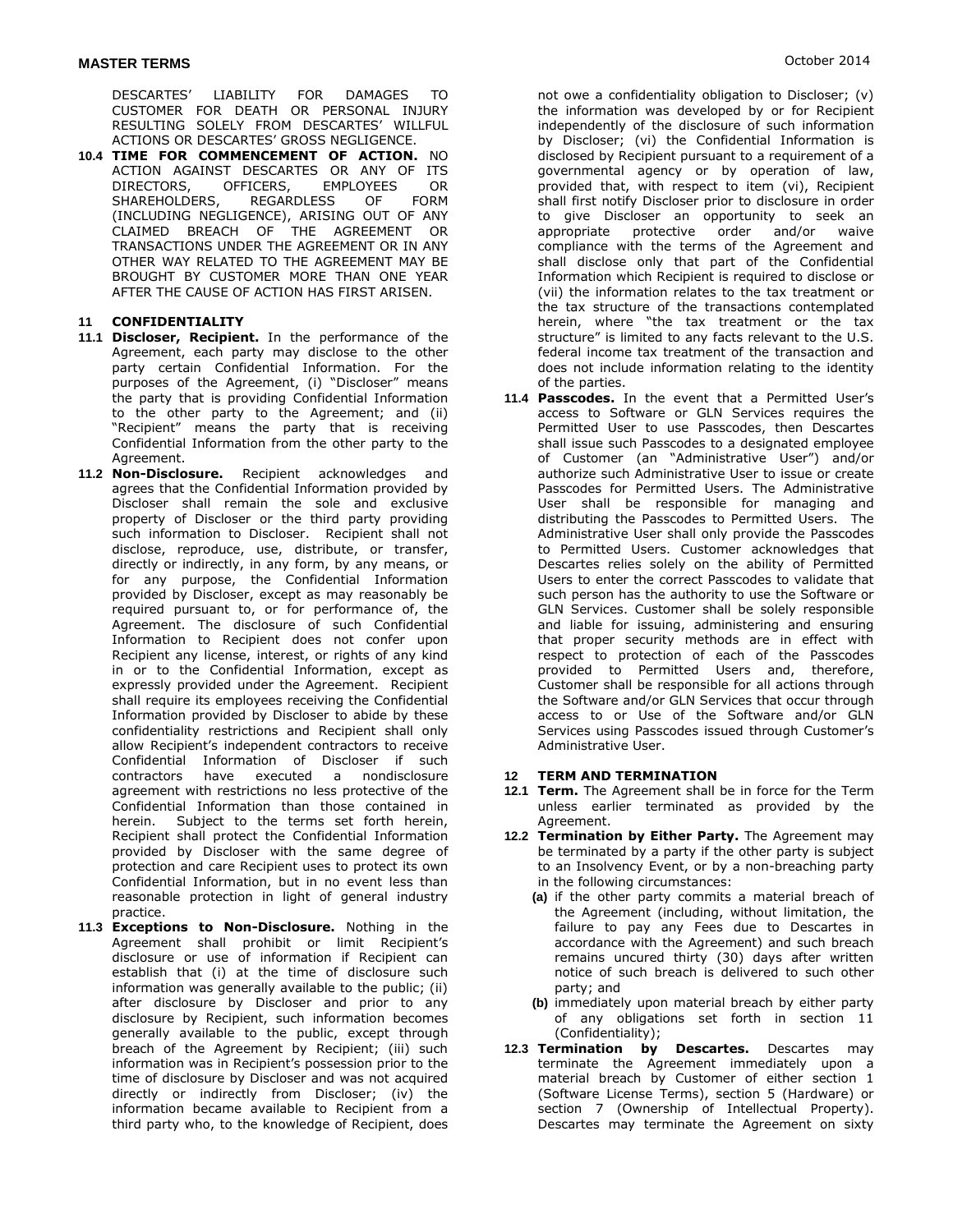DESCARTES' LIABILITY FOR DAMAGES TO CUSTOMER FOR DEATH OR PERSONAL INJURY RESULTING SOLELY FROM DESCARTES' WILLFUL ACTIONS OR DESCARTES' GROSS NEGLIGENCE.

**10.4 TIME FOR COMMENCEMENT OF ACTION.** NO ACTION AGAINST DESCARTES OR ANY OF ITS DIRECTORS, OFFICERS, EMPLOYEES OR SHAREHOLDERS, REGARDLESS OF FORM (INCLUDING NEGLIGENCE), ARISING OUT OF ANY CLAIMED BREACH OF THE AGREEMENT OR TRANSACTIONS UNDER THE AGREEMENT OR IN ANY OTHER WAY RELATED TO THE AGREEMENT MAY BE BROUGHT BY CUSTOMER MORE THAN ONE YEAR AFTER THE CAUSE OF ACTION HAS FIRST ARISEN.

## 11 CONFIDENTIALITY

**11.1 Discloser, Recipient.** In the performance of the Agreement, each party may disclose to the other party certain Confidential Information. For the purposes of the Agreement, (i) "Discloser" means the party that is providing Confidential Information to the other party to the Agreement; and (ii) "Recipient" means the party that is receiving Confidential Information from the other party to the Agreement.

**11.2 Non-Disclosure.** Recipient acknowledges and agrees that the Confidential Information provided by Discloser shall remain the sole and exclusive property of Discloser or the third party providing such information to Discloser. Recipient shall not disclose, reproduce, use, distribute, or transfer, directly or indirectly, in any form, by any means, or for any purpose, the Confidential Information provided by Discloser, except as may reasonably be required pursuant to, or for performance of, the Agreement. The disclosure of such Confidential Information to Recipient does not confer upon Recipient any license, interest, or rights of any kind in or to the Confidential Information, except as expressly provided under the Agreement. Recipient shall require its employees receiving the Confidential Information provided by Discloser to abide by these confidentiality restrictions and Recipient shall only allow Recipient's independent contractors to receive Confidential Information of Discloser if such contractors have executed a nondisclosure agreement with restrictions no less protective of the Confidential Information than those contained in herein. Subject to the terms set forth herein, Recipient shall protect the Confidential Information provided by Discloser with the same degree of protection and care Recipient uses to protect its own Confidential Information, but in no event less than reasonable protection in light of general industry practice.

**11.3 Exceptions to Non-Disclosure.** Nothing in the Agreement shall prohibit or limit Recipient's disclosure or use of information if Recipient can establish that (i) at the time of disclosure such information was generally available to the public; (ii) after disclosure by Discloser and prior to any disclosure by Recipient, such information becomes generally available to the public, except through breach of the Agreement by Recipient; (iii) such information was in Recipient's possession prior to the time of disclosure by Discloser and was not acquired directly or indirectly from Discloser; (iv) the information became available to Recipient from a third party who, to the knowledge of Recipient, does not owe a confidentiality obligation to Discloser; (v) the information was developed by or for Recipient independently of the disclosure of such information by Discloser; (vi) the Confidential Information is disclosed by Recipient pursuant to a requirement of a governmental agency or by operation of law, provided that, with respect to item (vi), Recipient shall first notify Discloser prior to disclosure in order to give Discloser an opportunity to seek an appropriate protective order and/or waive compliance with the terms of the Agreement and shall disclose only that part of the Confidential Information which Recipient is required to disclose or (vii) the information relates to the tax treatment or the tax structure of the transactions contemplated herein, where "the tax treatment or the tax structure" is limited to any facts relevant to the U.S. federal income tax treatment of the transaction and does not include information relating to the identity of the parties.

**11.4 Passcodes.** In the event that a Permitted User's access to Software or GLN Services requires the Permitted User to use Passcodes, then Descartes shall issue such Passcodes to a designated employee of Customer (an "Administrative User") and/or authorize such Administrative User to issue or create Passcodes for Permitted Users. The Administrative User shall be responsible for managing and distributing the Passcodes to Permitted Users. The Administrative User shall only provide the Passcodes to Permitted Users. Customer acknowledges that Descartes relies solely on the ability of Permitted Users to enter the correct Passcodes to validate that such person has the authority to use the Software or GLN Services. Customer shall be solely responsible and liable for issuing, administering and ensuring that proper security methods are in effect with respect to protection of each of the Passcodes provided to Permitted Users and, therefore, Customer shall be responsible for all actions through the Software and/or GLN Services that occur through access to or Use of the Software and/or GLN Services using Passcodes issued through Customer's Administrative User.

## 12 TERM AND TERMINATION

**12.1 Term.** The Agreement shall be in force for the Term unless earlier terminated as provided by the Agreement.

**12.2 Termination by Either Party.** The Agreement may be terminated by a party if the other party is subject to an Insolvency Event, or by a non-breaching party in the following circumstances:

- **(a)** if the other party commits a material breach of the Agreement (including, without limitation, the failure to pay any Fees due to Descartes in accordance with the Agreement) and such breach remains uncured thirty (30) days after written notice of such breach is delivered to such other party; and
- **(b)** immediately upon material breach by either party of any obligations set forth in section 11 (Confidentiality);

**12.3 Termination by Descartes.** Descartes may terminate the Agreement immediately upon a material breach by Customer of either section 1 (Software License Terms), section 5 (Hardware) or section 7 (Ownership of Intellectual Property). Descartes may terminate the Agreement on sixty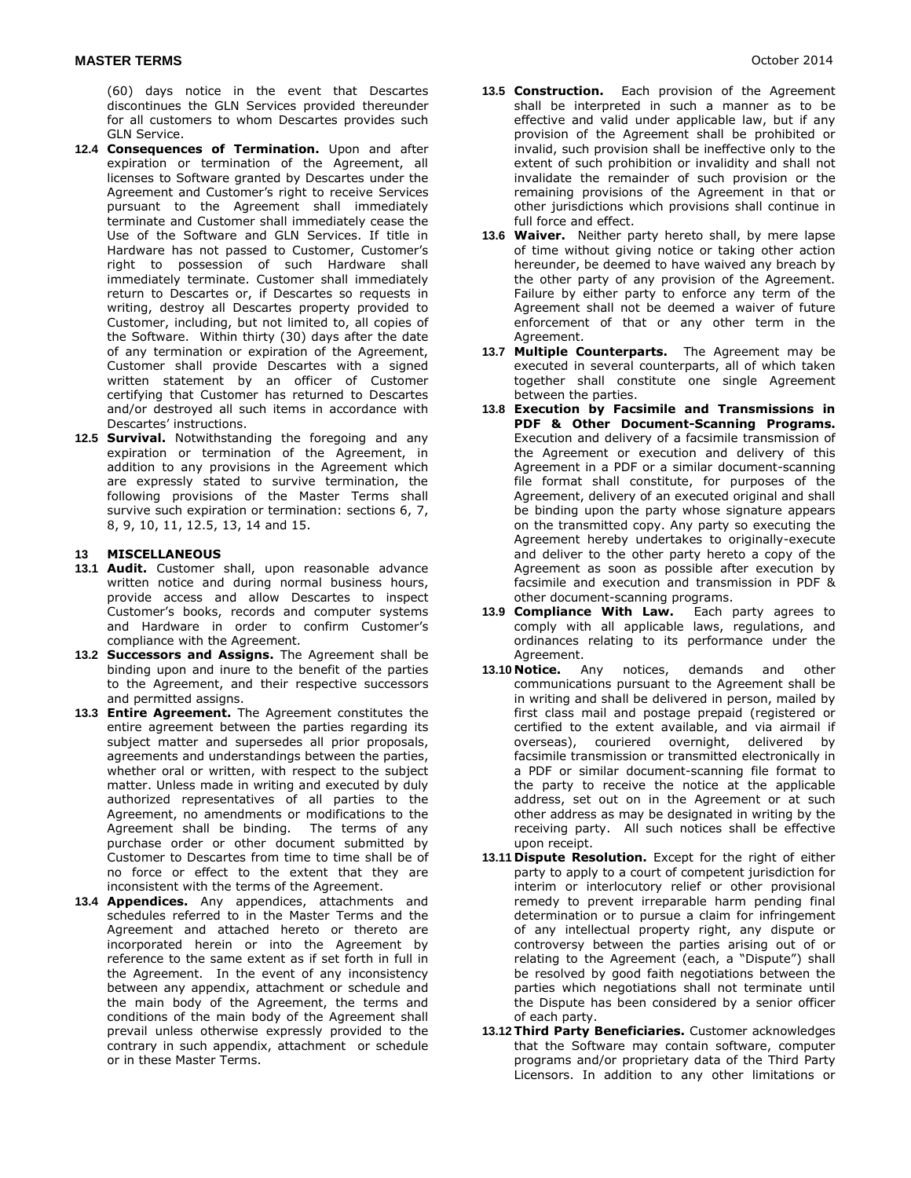(60) days notice in the event that Descartes discontinues the GLN Services provided thereunder for all customers to whom Descartes provides such GLN Service.

**12.4 Consequences of Termination.** Upon and after expiration or termination of the Agreement, all licenses to Software granted by Descartes under the Agreement and Customer's right to receive Services pursuant to the Agreement shall immediately terminate and Customer shall immediately cease the Use of the Software and GLN Services. If title in Hardware has not passed to Customer, Customer's right to possession of such Hardware shall immediately terminate. Customer shall immediately return to Descartes or, if Descartes so requests in writing, destroy all Descartes property provided to Customer, including, but not limited to, all copies of the Software. Within thirty (30) days after the date of any termination or expiration of the Agreement, Customer shall provide Descartes with a signed written statement by an officer of Customer certifying that Customer has returned to Descartes and/or destroyed all such items in accordance with Descartes' instructions.

**12.5 Survival.** Notwithstanding the foregoing and any expiration or termination of the Agreement, in addition to any provisions in the Agreement which are expressly stated to survive termination, the following provisions of the Master Terms shall survive such expiration or termination: sections 6, 7, 8, 9, 10, 11, 12.5, 13, 14 and 15.

## 13 MISCELLANEOUS

**13.1 Audit.** Customer shall, upon reasonable advance written notice and during normal business hours, provide access and allow Descartes to inspect Customer's books, records and computer systems and Hardware in order to confirm Customer's compliance with the Agreement.

**13.2 Successors and Assigns.** The Agreement shall be binding upon and inure to the benefit of the parties to the Agreement, and their respective successors and permitted assigns.

**13.3 Entire Agreement.** The Agreement constitutes the entire agreement between the parties regarding its subject matter and supersedes all prior proposals, agreements and understandings between the parties, whether oral or written, with respect to the subject matter. Unless made in writing and executed by duly authorized representatives of all parties to the Agreement, no amendments or modifications to the Agreement shall be binding. The terms of any purchase order or other document submitted by Customer to Descartes from time to time shall be of no force or effect to the extent that they are inconsistent with the terms of the Agreement.

**13.4 Appendices.** Any appendices, attachments and schedules referred to in the Master Terms and the Agreement and attached hereto or thereto are incorporated herein or into the Agreement by reference to the same extent as if set forth in full in the Agreement. In the event of any inconsistency between any appendix, attachment or schedule and the main body of the Agreement, the terms and conditions of the main body of the Agreement shall prevail unless otherwise expressly provided to the contrary in such appendix, attachment or schedule or in these Master Terms.

**13.5 Construction.** Each provision of the Agreement shall be interpreted in such a manner as to be effective and valid under applicable law, but if any provision of the Agreement shall be prohibited or invalid, such provision shall be ineffective only to the extent of such prohibition or invalidity and shall not invalidate the remainder of such provision or the remaining provisions of the Agreement in that or other jurisdictions which provisions shall continue in full force and effect.

**13.6 Waiver.** Neither party hereto shall, by mere lapse of time without giving notice or taking other action hereunder, be deemed to have waived any breach by the other party of any provision of the Agreement. Failure by either party to enforce any term of the Agreement shall not be deemed a waiver of future enforcement of that or any other term in the Agreement.

**13.7 Multiple Counterparts.** The Agreement may be executed in several counterparts, all of which taken together shall constitute one single Agreement between the parties.

**13.8 Execution by Facsimile and Transmissions in PDF & Other Document-Scanning Programs.** Execution and delivery of a facsimile transmission of the Agreement or execution and delivery of this Agreement in a PDF or a similar document-scanning file format shall constitute, for purposes of the Agreement, delivery of an executed original and shall be binding upon the party whose signature appears on the transmitted copy. Any party so executing the Agreement hereby undertakes to originally-execute and deliver to the other party hereto a copy of the Agreement as soon as possible after execution by facsimile and execution and transmission in PDF & other document-scanning programs.

**13.9 Compliance With Law.** Each party agrees to comply with all applicable laws, regulations, and ordinances relating to its performance under the Agreement.

**13.10 Notice.** Any notices, demands and other communications pursuant to the Agreement shall be in writing and shall be delivered in person, mailed by first class mail and postage prepaid (registered or certified to the extent available, and via airmail if overseas), couriered overnight, delivered by facsimile transmission or transmitted electronically in a PDF or similar document-scanning file format to the party to receive the notice at the applicable address, set out on in the Agreement or at such other address as may be designated in writing by the receiving party. All such notices shall be effective upon receipt.

**13.11 Dispute Resolution.** Except for the right of either party to apply to a court of competent jurisdiction for interim or interlocutory relief or other provisional remedy to prevent irreparable harm pending final determination or to pursue a claim for infringement of any intellectual property right, any dispute or controversy between the parties arising out of or relating to the Agreement (each, a "Dispute") shall be resolved by good faith negotiations between the parties which negotiations shall not terminate until the Dispute has been considered by a senior officer of each party.

**13.12 Third Party Beneficiaries.** Customer acknowledges that the Software may contain software, computer programs and/or proprietary data of the Third Party Licensors. In addition to any other limitations or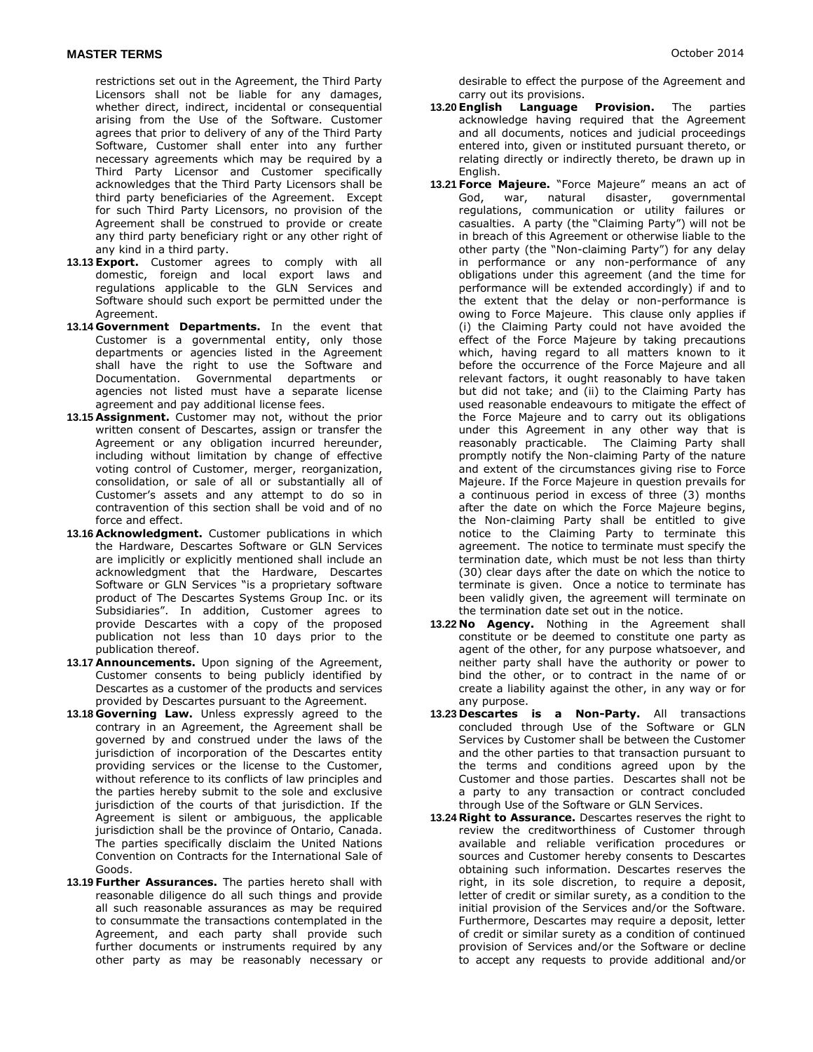restrictions set out in the Agreement, the Third Party Licensors shall not be liable for any damages, whether direct, indirect, incidental or consequential arising from the Use of the Software. Customer agrees that prior to delivery of any of the Third Party Software, Customer shall enter into any further necessary agreements which may be required by a Third Party Licensor and Customer specifically acknowledges that the Third Party Licensors shall be third party beneficiaries of the Agreement. Except for such Third Party Licensors, no provision of the Agreement shall be construed to provide or create any third party beneficiary right or any other right of any kind in a third party.

**13.13 Export.** Customer agrees to comply with all domestic, foreign and local export laws and regulations applicable to the GLN Services and Software should such export be permitted under the Agreement.

**13.14 Government Departments.** In the event that Customer is a governmental entity, only those departments or agencies listed in the Agreement shall have the right to use the Software and Documentation. Governmental departments or agencies not listed must have a separate license agreement and pay additional license fees.

**13.15 Assignment.** Customer may not, without the prior written consent of Descartes, assign or transfer the Agreement or any obligation incurred hereunder, including without limitation by change of effective voting control of Customer, merger, reorganization, consolidation, or sale of all or substantially all of Customer's assets and any attempt to do so in contravention of this section shall be void and of no force and effect.

**13.16 Acknowledgment.** Customer publications in which the Hardware, Descartes Software or GLN Services are implicitly or explicitly mentioned shall include an acknowledgment that the Hardware, Descartes Software or GLN Services "is a proprietary software product of The Descartes Systems Group Inc. or its Subsidiaries". In addition, Customer agrees to provide Descartes with a copy of the proposed publication not less than 10 days prior to the publication thereof.

**13.17 Announcements.** Upon signing of the Agreement, Customer consents to being publicly identified by Descartes as a customer of the products and services provided by Descartes pursuant to the Agreement.

**13.18 Governing Law.** Unless expressly agreed to the contrary in an Agreement, the Agreement shall be governed by and construed under the laws of the jurisdiction of incorporation of the Descartes entity providing services or the license to the Customer, without reference to its conflicts of law principles and the parties hereby submit to the sole and exclusive jurisdiction of the courts of that jurisdiction. If the Agreement is silent or ambiguous, the applicable jurisdiction shall be the province of Ontario, Canada. The parties specifically disclaim the United Nations Convention on Contracts for the International Sale of Goods.

**13.19 Further Assurances.** The parties hereto shall with reasonable diligence do all such things and provide all such reasonable assurances as may be required to consummate the transactions contemplated in the Agreement, and each party shall provide such further documents or instruments required by any other party as may be reasonably necessary or desirable to effect the purpose of the Agreement and carry out its provisions.

**13.20 English Language Provision.** The parties acknowledge having required that the Agreement and all documents, notices and judicial proceedings entered into, given or instituted pursuant thereto, or relating directly or indirectly thereto, be drawn up in English.

**13.21 Force Majeure.** "Force Majeure" means an act of God, war, natural disaster, governmental regulations, communication or utility failures or casualties. A party (the "Claiming Party") will not be in breach of this Agreement or otherwise liable to the other party (the "Non-claiming Party") for any delay in performance or any non-performance of any obligations under this agreement (and the time for performance will be extended accordingly) if and to the extent that the delay or non-performance is owing to Force Majeure. This clause only applies if (i) the Claiming Party could not have avoided the effect of the Force Majeure by taking precautions which, having regard to all matters known to it before the occurrence of the Force Majeure and all relevant factors, it ought reasonably to have taken but did not take; and (ii) to the Claiming Party has used reasonable endeavours to mitigate the effect of the Force Majeure and to carry out its obligations under this Agreement in any other way that is reasonably practicable. The Claiming Party shall promptly notify the Non-claiming Party of the nature and extent of the circumstances giving rise to Force Majeure. If the Force Majeure in question prevails for a continuous period in excess of three (3) months after the date on which the Force Majeure begins, the Non-claiming Party shall be entitled to give notice to the Claiming Party to terminate this agreement. The notice to terminate must specify the termination date, which must be not less than thirty (30) clear days after the date on which the notice to terminate is given. Once a notice to terminate has been validly given, the agreement will terminate on the termination date set out in the notice.

**13.22 No Agency.** Nothing in the Agreement shall constitute or be deemed to constitute one party as agent of the other, for any purpose whatsoever, and neither party shall have the authority or power to bind the other, or to contract in the name of or create a liability against the other, in any way or for any purpose.

**13.23 Descartes is a Non-Party.** All transactions concluded through Use of the Software or GLN Services by Customer shall be between the Customer and the other parties to that transaction pursuant to the terms and conditions agreed upon by the Customer and those parties. Descartes shall not be a party to any transaction or contract concluded through Use of the Software or GLN Services.

**13.24 Right to Assurance.** Descartes reserves the right to review the creditworthiness of Customer through available and reliable verification procedures or sources and Customer hereby consents to Descartes obtaining such information. Descartes reserves the right, in its sole discretion, to require a deposit, letter of credit or similar surety, as a condition to the initial provision of the Services and/or the Software. Furthermore, Descartes may require a deposit, letter of credit or similar surety as a condition of continued provision of Services and/or the Software or decline to accept any requests to provide additional and/or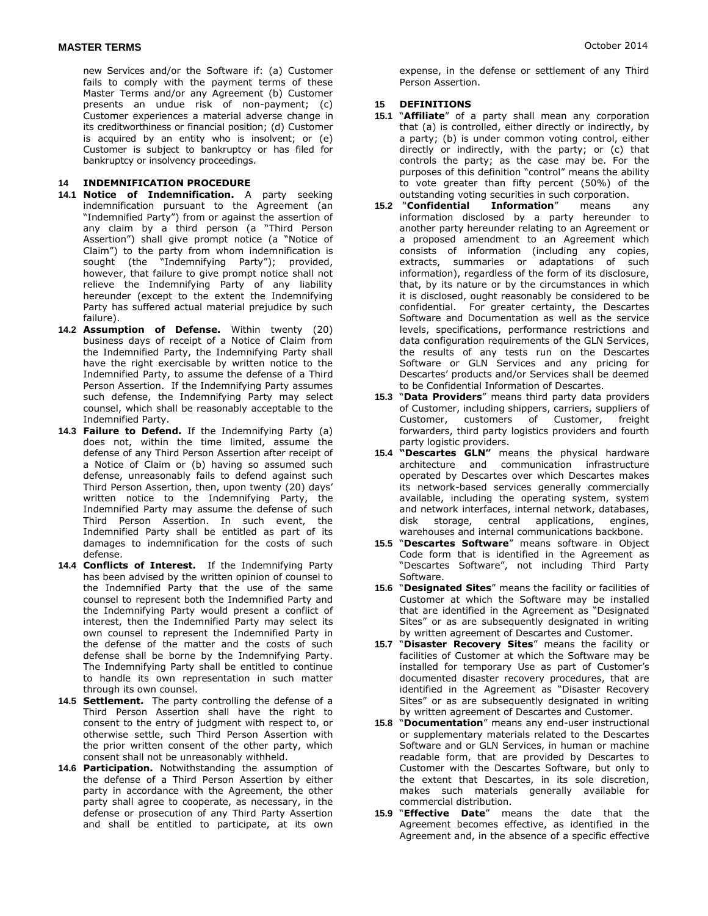new Services and/or the Software if: (a) Customer fails to comply with the payment terms of these Master Terms and/or any Agreement (b) Customer presents an undue risk of non-payment; (c) Customer experiences a material adverse change in its creditworthiness or financial position; (d) Customer is acquired by an entity who is insolvent; or (e) Customer is subject to bankruptcy or has filed for bankruptcy or insolvency proceedings.

## 14 INDEMNIFICATION PROCEDURE

**14.1 Notice of Indemnification.** A party seeking indemnification pursuant to the Agreement (an "Indemnified Party") from or against the assertion of any claim by a third person (a "Third Person Assertion") shall give prompt notice (a "Notice of Claim") to the party from whom indemnification is sought (the "Indemnifying Party"); provided, however, that failure to give prompt notice shall not relieve the Indemnifying Party of any liability hereunder (except to the extent the Indemnifying Party has suffered actual material prejudice by such failure).

**14.2 Assumption of Defense.** Within twenty (20) business days of receipt of a Notice of Claim from the Indemnified Party, the Indemnifying Party shall have the right exercisable by written notice to the Indemnified Party, to assume the defense of a Third Person Assertion. If the Indemnifying Party assumes such defense, the Indemnifying Party may select counsel, which shall be reasonably acceptable to the Indemnified Party.

**14.3 Failure to Defend.** If the Indemnifying Party (a) does not, within the time limited, assume the defense of any Third Person Assertion after receipt of a Notice of Claim or (b) having so assumed such defense, unreasonably fails to defend against such Third Person Assertion, then, upon twenty (20) days' written notice to the Indemnifying Party, the Indemnified Party may assume the defense of such Third Person Assertion. In such event, the Indemnified Party shall be entitled as part of its damages to indemnification for the costs of such defense.

**14.4 Conflicts of Interest.** If the Indemnifying Party has been advised by the written opinion of counsel to the Indemnified Party that the use of the same counsel to represent both the Indemnified Party and the Indemnifying Party would present a conflict of interest, then the Indemnified Party may select its own counsel to represent the Indemnified Party in the defense of the matter and the costs of such defense shall be borne by the Indemnifying Party. The Indemnifying Party shall be entitled to continue to handle its own representation in such matter through its own counsel.

**14.5 Settlement.** The party controlling the defense of a Third Person Assertion shall have the right to consent to the entry of judgment with respect to, or otherwise settle, such Third Person Assertion with the prior written consent of the other party, which consent shall not be unreasonably withheld.

**14.6 Participation.** Notwithstanding the assumption of the defense of a Third Person Assertion by either party in accordance with the Agreement, the other party shall agree to cooperate, as necessary, in the defense or prosecution of any Third Party Assertion and shall be entitled to participate, at its own expense, in the defense or settlement of any Third Person Assertion.

## 15 DEFINITIONS

**15.1** "**Affiliate**" of a party shall mean any corporation that (a) is controlled, either directly or indirectly, by a party; (b) is under common voting control, either directly or indirectly, with the party; or (c) that controls the party; as the case may be. For the purposes of this definition "control" means the ability to vote greater than fifty percent (50%) of the outstanding voting securities in such corporation.

**15.2** "**Confidential Information**" means any information disclosed by a party hereunder to another party hereunder relating to an Agreement or a proposed amendment to an Agreement which consists of information (including any copies, extracts, summaries or adaptations of such information), regardless of the form of its disclosure, that, by its nature or by the circumstances in which it is disclosed, ought reasonably be considered to be confidential. For greater certainty, the Descartes Software and Documentation as well as the service levels, specifications, performance restrictions and data configuration requirements of the GLN Services, the results of any tests run on the Descartes Software or GLN Services and any pricing for Descartes' products and/or Services shall be deemed to be Confidential Information of Descartes.

**15.3** "**Data Providers**" means third party data providers of Customer, including shippers, carriers, suppliers of Customer, customers of Customer, freight forwarders, third party logistics providers and fourth party logistic providers.

**15.4** "**Descartes GLN**" means the physical hardware architecture and communication infrastructure operated by Descartes over which Descartes makes its network-based services generally commercially available, including the operating system, system and network interfaces, internal network, databases, disk storage, central applications, engines, warehouses and internal communications backbone.

**15.5** "**Descartes Software**" means software in Object Code form that is identified in the Agreement as "Descartes Software", not including Third Party Software.

**15.6** "**Designated Sites**" means the facility or facilities of Customer at which the Software may be installed that are identified in the Agreement as "Designated Sites" or as are subsequently designated in writing by written agreement of Descartes and Customer.

**15.7** "**Disaster Recovery Sites**" means the facility or facilities of Customer at which the Software may be installed for temporary Use as part of Customer's documented disaster recovery procedures, that are identified in the Agreement as "Disaster Recovery Sites" or as are subsequently designated in writing by written agreement of Descartes and Customer.

**15.8** "**Documentation**" means any end-user instructional or supplementary materials related to the Descartes Software and or GLN Services, in human or machine readable form, that are provided by Descartes to Customer with the Descartes Software, but only to the extent that Descartes, in its sole discretion, makes such materials generally available for commercial distribution.

**15.9** "**Effective Date**" means the date that the Agreement becomes effective, as identified in the Agreement and, in the absence of a specific effective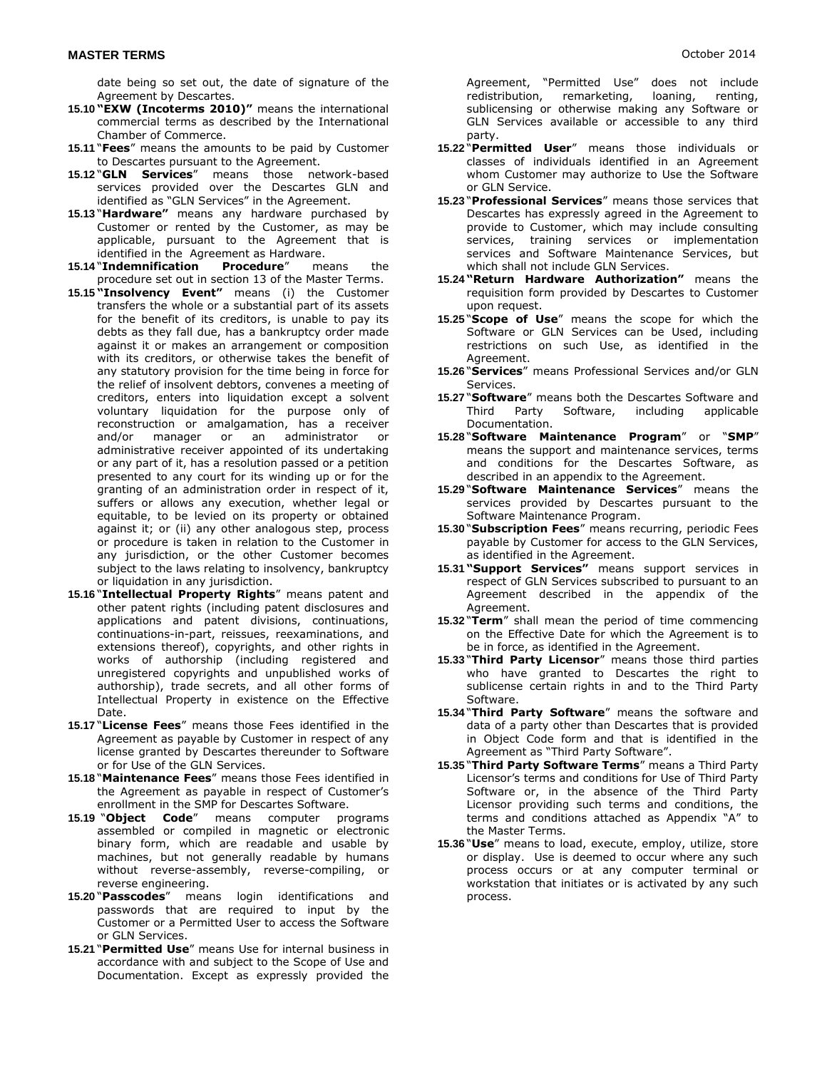date being so set out, the date of signature of the Agreement by Descartes.

**15.10** **"EXW (Incoterms 2010)"** means the international commercial terms as described by the International Chamber of Commerce.

**15.11** "**Fees**" means the amounts to be paid by Customer to Descartes pursuant to the Agreement.

**15.12** "**GLN Services**" means those network-based services provided over the Descartes GLN and identified as "GLN Services" in the Agreement.

**15.13** "**Hardware"** means any hardware purchased by Customer or rented by the Customer, as may be applicable, pursuant to the Agreement that is identified in the Agreement as Hardware.

**15.14** "**Indemnification Procedure**" means the procedure set out in section 13 of the Master Terms.

**15.15** **"Insolvency Event"** means (i) the Customer transfers the whole or a substantial part of its assets for the benefit of its creditors, is unable to pay its debts as they fall due, has a bankruptcy order made against it or makes an arrangement or composition with its creditors, or otherwise takes the benefit of any statutory provision for the time being in force for the relief of insolvent debtors, convenes a meeting of creditors, enters into liquidation except a solvent voluntary liquidation for the purpose only of reconstruction or amalgamation, has a receiver and/or manager or an administrator or administrative receiver appointed of its undertaking or any part of it, has a resolution passed or a petition presented to any court for its winding up or for the granting of an administration order in respect of it, suffers or allows any execution, whether legal or equitable, to be levied on its property or obtained against it; or (ii) any other analogous step, process or procedure is taken in relation to the Customer in any jurisdiction, or the other Customer becomes subject to the laws relating to insolvency, bankruptcy or liquidation in any jurisdiction.

**15.16** "**Intellectual Property Rights**" means patent and other patent rights (including patent disclosures and applications and patent divisions, continuations, continuations-in-part, reissues, reexaminations, and extensions thereof), copyrights, and other rights in works of authorship (including registered and unregistered copyrights and unpublished works of authorship), trade secrets, and all other forms of Intellectual Property in existence on the Effective Date.

**15.17** "**License Fees**" means those Fees identified in the Agreement as payable by Customer in respect of any license granted by Descartes thereunder to Software or for Use of the GLN Services.

**15.18** "**Maintenance Fees**" means those Fees identified in the Agreement as payable in respect of Customer's enrollment in the SMP for Descartes Software.

**15.19** "**Object Code**" means computer programs assembled or compiled in magnetic or electronic binary form, which are readable and usable by machines, but not generally readable by humans without reverse-assembly, reverse-compiling, or reverse engineering.

**15.20** "**Passcodes**" means login identifications and passwords that are required to input by the Customer or a Permitted User to access the Software or GLN Services.

**15.21** "**Permitted Use**" means Use for internal business in accordance with and subject to the Scope of Use and Documentation. Except as expressly provided the Agreement, "Permitted Use" does not include redistribution, remarketing, loaning, renting, sublicensing or otherwise making any Software or GLN Services available or accessible to any third party.

**15.22** "**Permitted User**" means those individuals or classes of individuals identified in an Agreement whom Customer may authorize to Use the Software or GLN Service.

**15.23** "**Professional Services**" means those services that Descartes has expressly agreed in the Agreement to provide to Customer, which may include consulting services, training services or implementation services and Software Maintenance Services, but which shall not include GLN Services.

**15.24** **"Return Hardware Authorization"** means the requisition form provided by Descartes to Customer upon request.

**15.25** "**Scope of Use**" means the scope for which the Software or GLN Services can be Used, including restrictions on such Use, as identified in the Agreement.

**15.26** "**Services**" means Professional Services and/or GLN Services.

**15.27** "**Software**" means both the Descartes Software and Third Party Software, including applicable Documentation.

**15.28** "**Software Maintenance Program**" or "**SMP**" means the support and maintenance services, terms and conditions for the Descartes Software, as described in an appendix to the Agreement.

**15.29** "**Software Maintenance Services**" means the services provided by Descartes pursuant to the Software Maintenance Program.

**15.30** "**Subscription Fees**" means recurring, periodic Fees payable by Customer for access to the GLN Services, as identified in the Agreement.

**15.31** **"Support Services"** means support services in respect of GLN Services subscribed to pursuant to an Agreement described in the appendix of the Agreement.

**15.32** "**Term**" shall mean the period of time commencing on the Effective Date for which the Agreement is to be in force, as identified in the Agreement.

**15.33** "**Third Party Licensor**" means those third parties who have granted to Descartes the right to sublicense certain rights in and to the Third Party Software.

**15.34** "**Third Party Software**" means the software and data of a party other than Descartes that is provided in Object Code form and that is identified in the Agreement as "Third Party Software".

**15.35** "**Third Party Software Terms**" means a Third Party Licensor's terms and conditions for Use of Third Party Software or, in the absence of the Third Party Licensor providing such terms and conditions, the terms and conditions attached as Appendix "A" to the Master Terms.

**15.36** "**Use**" means to load, execute, employ, utilize, store or display. Use is deemed to occur where any such process occurs or at any computer terminal or workstation that initiates or is activated by any such process.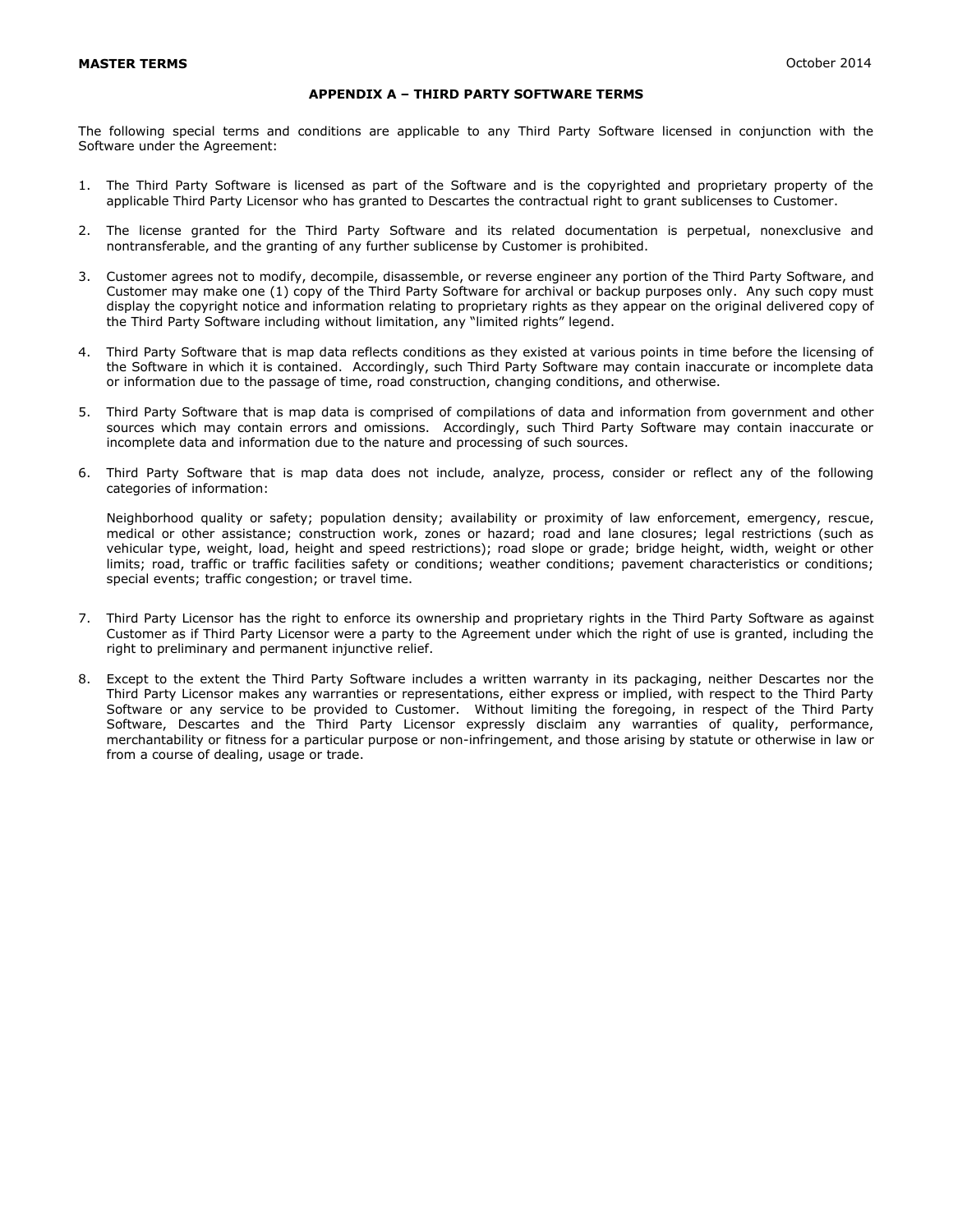## APPENDIX A – THIRD PARTY SOFTWARE TERMS

The following special terms and conditions are applicable to any Third Party Software licensed in conjunction with the Software under the Agreement:

1. The Third Party Software is licensed as part of the Software and is the copyrighted and proprietary property of the applicable Third Party Licensor who has granted to Descartes the contractual right to grant sublicenses to Customer.

2. The license granted for the Third Party Software and its related documentation is perpetual, nonexclusive and nontransferable, and the granting of any further sublicense by Customer is prohibited.

3. Customer agrees not to modify, decompile, disassemble, or reverse engineer any portion of the Third Party Software, and Customer may make one (1) copy of the Third Party Software for archival or backup purposes only. Any such copy must display the copyright notice and information relating to proprietary rights as they appear on the original delivered copy of the Third Party Software including without limitation, any "limited rights" legend.

4. Third Party Software that is map data reflects conditions as they existed at various points in time before the licensing of the Software in which it is contained. Accordingly, such Third Party Software may contain inaccurate or incomplete data or information due to the passage of time, road construction, changing conditions, and otherwise.

5. Third Party Software that is map data is comprised of compilations of data and information from government and other sources which may contain errors and omissions. Accordingly, such Third Party Software may contain inaccurate or incomplete data and information due to the nature and processing of such sources.

6. Third Party Software that is map data does not include, analyze, process, consider or reflect any of the following categories of information:

   Neighborhood quality or safety; population density; availability or proximity of law enforcement, emergency, rescue, medical or other assistance; construction work, zones or hazard; road and lane closures; legal restrictions (such as vehicular type, weight, load, height and speed restrictions); road slope or grade; bridge height, width, weight or other limits; road, traffic or traffic facilities safety or conditions; weather conditions; pavement characteristics or conditions; special events; traffic congestion; or travel time.

7. Third Party Licensor has the right to enforce its ownership and proprietary rights in the Third Party Software as against Customer as if Third Party Licensor were a party to the Agreement under which the right of use is granted, including the right to preliminary and permanent injunctive relief.

8. Except to the extent the Third Party Software includes a written warranty in its packaging, neither Descartes nor the Third Party Licensor makes any warranties or representations, either express or implied, with respect to the Third Party Software or any service to be provided to Customer. Without limiting the foregoing, in respect of the Third Party Software, Descartes and the Third Party Licensor expressly disclaim any warranties of quality, performance, merchantability or fitness for a particular purpose or non-infringement, and those arising by statute or otherwise in law or from a course of dealing, usage or trade.